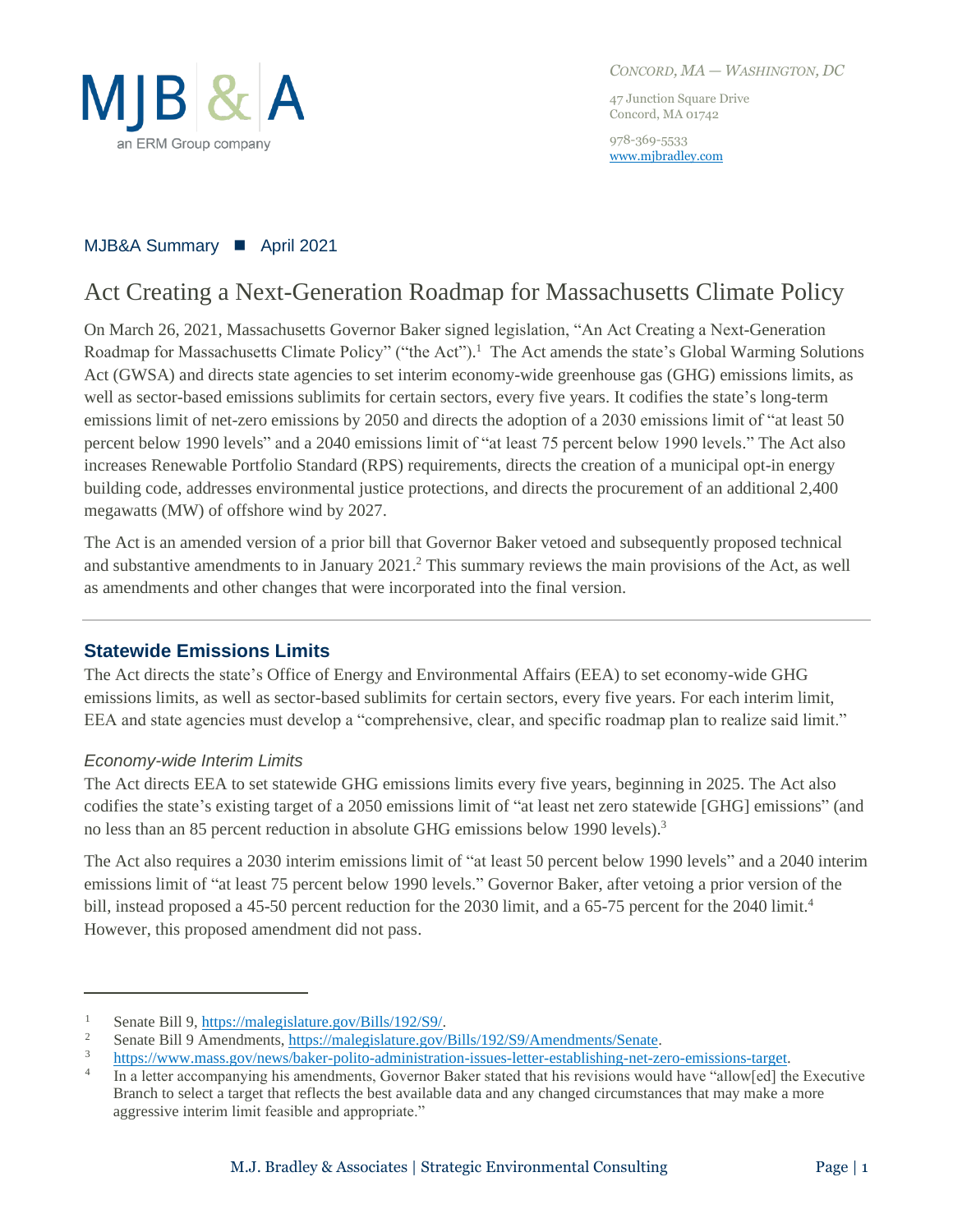MJB & A
an ERM Group company

*Concord, MA — Washington, DC*

47 Junction Square Drive
Concord, MA 01742

978-369-5533
www.mjbradley.com

MJB&A Summary ■ April 2021

# Act Creating a Next-Generation Roadmap for Massachusetts Climate Policy

On March 26, 2021, Massachusetts Governor Baker signed legislation, "An Act Creating a Next-Generation Roadmap for Massachusetts Climate Policy" ("the Act").[1] The Act amends the state's Global Warming Solutions Act (GWSA) and directs state agencies to set interim economy-wide greenhouse gas (GHG) emissions limits, as well as sector-based emissions sublimits for certain sectors, every five years. It codifies the state's long-term emissions limit of net-zero emissions by 2050 and directs the adoption of a 2030 emissions limit of "at least 50 percent below 1990 levels" and a 2040 emissions limit of "at least 75 percent below 1990 levels." The Act also increases Renewable Portfolio Standard (RPS) requirements, directs the creation of a municipal opt-in energy building code, addresses environmental justice protections, and directs the procurement of an additional 2,400 megawatts (MW) of offshore wind by 2027.

The Act is an amended version of a prior bill that Governor Baker vetoed and subsequently proposed technical and substantive amendments to in January 2021.[2] This summary reviews the main provisions of the Act, as well as amendments and other changes that were incorporated into the final version.

## Statewide Emissions Limits

The Act directs the state's Office of Energy and Environmental Affairs (EEA) to set economy-wide GHG emissions limits, as well as sector-based sublimits for certain sectors, every five years. For each interim limit, EEA and state agencies must develop a "comprehensive, clear, and specific roadmap plan to realize said limit."

### *Economy-wide Interim Limits*

The Act directs EEA to set statewide GHG emissions limits every five years, beginning in 2025. The Act also codifies the state's existing target of a 2050 emissions limit of "at least net zero statewide [GHG] emissions" (and no less than an 85 percent reduction in absolute GHG emissions below 1990 levels).[3]

The Act also requires a 2030 interim emissions limit of "at least 50 percent below 1990 levels" and a 2040 interim emissions limit of "at least 75 percent below 1990 levels." Governor Baker, after vetoing a prior version of the bill, instead proposed a 45-50 percent reduction for the 2030 limit, and a 65-75 percent for the 2040 limit.[4] However, this proposed amendment did not pass.

---

[1] Senate Bill 9, https://malegislature.gov/Bills/192/S9/.

[2] Senate Bill 9 Amendments, https://malegislature.gov/Bills/192/S9/Amendments/Senate.

[3] https://www.mass.gov/news/baker-polito-administration-issues-letter-establishing-net-zero-emissions-target.

[4] In a letter accompanying his amendments, Governor Baker stated that his revisions would have "allow[ed] the Executive Branch to select a target that reflects the best available data and any changed circumstances that may make a more aggressive interim limit feasible and appropriate."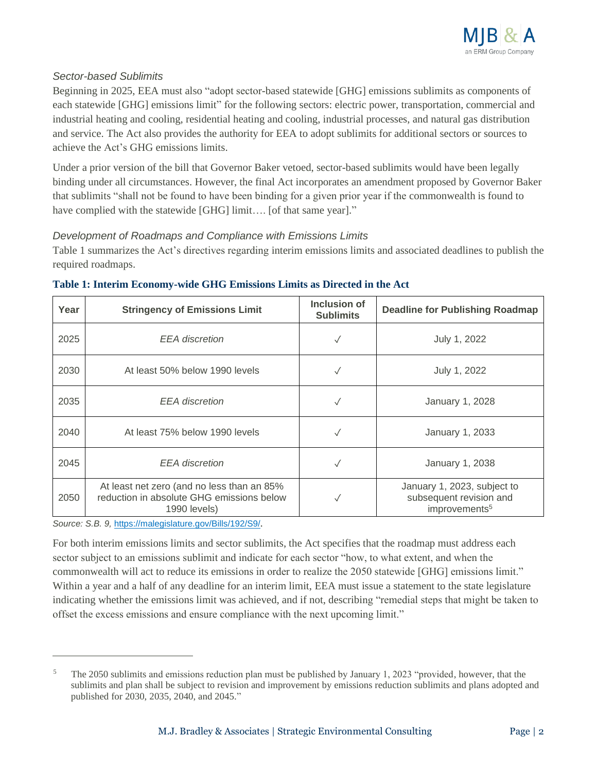### *Sector-based Sublimits*

Beginning in 2025, EEA must also "adopt sector-based statewide [GHG] emissions sublimits as components of each statewide [GHG] emissions limit" for the following sectors: electric power, transportation, commercial and industrial heating and cooling, residential heating and cooling, industrial processes, and natural gas distribution and service. The Act also provides the authority for EEA to adopt sublimits for additional sectors or sources to achieve the Act's GHG emissions limits.

Under a prior version of the bill that Governor Baker vetoed, sector-based sublimits would have been legally binding under all circumstances. However, the final Act incorporates an amendment proposed by Governor Baker that sublimits "shall not be found to have been binding for a given prior year if the commonwealth is found to have complied with the statewide [GHG] limit…. [of that same year]."

### *Development of Roadmaps and Compliance with Emissions Limits*

Table 1 summarizes the Act's directives regarding interim emissions limits and associated deadlines to publish the required roadmaps.

**Table 1: Interim Economy-wide GHG Emissions Limits as Directed in the Act**

| Year | Stringency of Emissions Limit | Inclusion of Sublimits | Deadline for Publishing Roadmap |
|---|---|---|---|
| 2025 | *EEA discretion* | ✓ | July 1, 2022 |
| 2030 | At least 50% below 1990 levels | ✓ | July 1, 2022 |
| 2035 | *EEA discretion* | ✓ | January 1, 2028 |
| 2040 | At least 75% below 1990 levels | ✓ | January 1, 2033 |
| 2045 | *EEA discretion* | ✓ | January 1, 2038 |
| 2050 | At least net zero (and no less than an 85% reduction in absolute GHG emissions below 1990 levels) | ✓ | January 1, 2023, subject to subsequent revision and improvements[5] |

*Source: S.B. 9,* https://malegislature.gov/Bills/192/S9/.

For both interim emissions limits and sector sublimits, the Act specifies that the roadmap must address each sector subject to an emissions sublimit and indicate for each sector "how, to what extent, and when the commonwealth will act to reduce its emissions in order to realize the 2050 statewide [GHG] emissions limit." Within a year and a half of any deadline for an interim limit, EEA must issue a statement to the state legislature indicating whether the emissions limit was achieved, and if not, describing "remedial steps that might be taken to offset the excess emissions and ensure compliance with the next upcoming limit."

---

[5] The 2050 sublimits and emissions reduction plan must be published by January 1, 2023 "provided, however, that the sublimits and plan shall be subject to revision and improvement by emissions reduction sublimits and plans adopted and published for 2030, 2035, 2040, and 2045."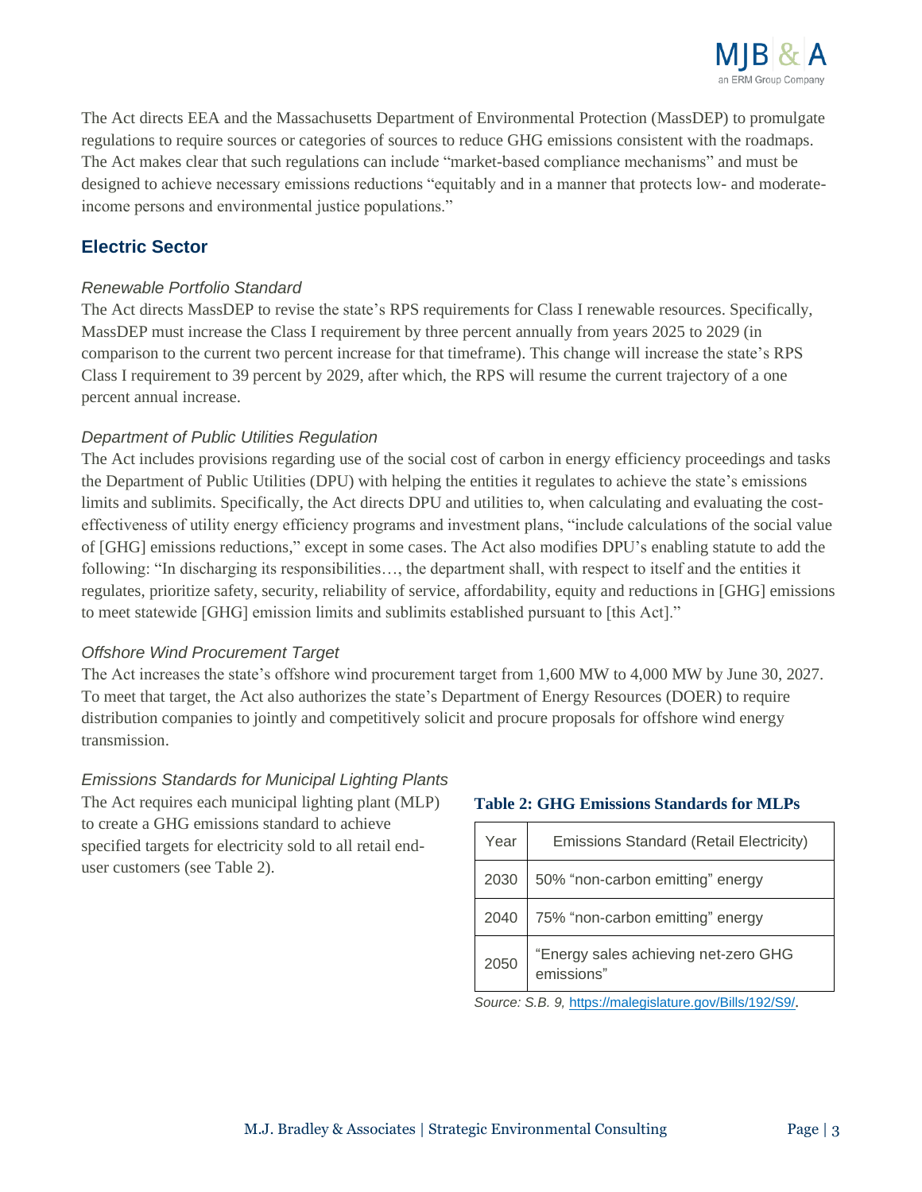The Act directs EEA and the Massachusetts Department of Environmental Protection (MassDEP) to promulgate regulations to require sources or categories of sources to reduce GHG emissions consistent with the roadmaps. The Act makes clear that such regulations can include "market-based compliance mechanisms" and must be designed to achieve necessary emissions reductions "equitably and in a manner that protects low- and moderate-income persons and environmental justice populations."

## Electric Sector

### *Renewable Portfolio Standard*

The Act directs MassDEP to revise the state's RPS requirements for Class I renewable resources. Specifically, MassDEP must increase the Class I requirement by three percent annually from years 2025 to 2029 (in comparison to the current two percent increase for that timeframe). This change will increase the state's RPS Class I requirement to 39 percent by 2029, after which, the RPS will resume the current trajectory of a one percent annual increase.

### *Department of Public Utilities Regulation*

The Act includes provisions regarding use of the social cost of carbon in energy efficiency proceedings and tasks the Department of Public Utilities (DPU) with helping the entities it regulates to achieve the state's emissions limits and sublimits. Specifically, the Act directs DPU and utilities to, when calculating and evaluating the cost-effectiveness of utility energy efficiency programs and investment plans, "include calculations of the social value of [GHG] emissions reductions," except in some cases. The Act also modifies DPU's enabling statute to add the following: "In discharging its responsibilities…, the department shall, with respect to itself and the entities it regulates, prioritize safety, security, reliability of service, affordability, equity and reductions in [GHG] emissions to meet statewide [GHG] emission limits and sublimits established pursuant to [this Act]."

### *Offshore Wind Procurement Target*

The Act increases the state's offshore wind procurement target from 1,600 MW to 4,000 MW by June 30, 2027. To meet that target, the Act also authorizes the state's Department of Energy Resources (DOER) to require distribution companies to jointly and competitively solicit and procure proposals for offshore wind energy transmission.

### *Emissions Standards for Municipal Lighting Plants*

The Act requires each municipal lighting plant (MLP) to create a GHG emissions standard to achieve specified targets for electricity sold to all retail end-user customers (see Table 2).

**Table 2: GHG Emissions Standards for MLPs**

| Year | Emissions Standard (Retail Electricity) |
|---|---|
| 2030 | 50% "non-carbon emitting" energy |
| 2040 | 75% "non-carbon emitting" energy |
| 2050 | "Energy sales achieving net-zero GHG emissions" |

*Source: S.B. 9,* https://malegislature.gov/Bills/192/S9/.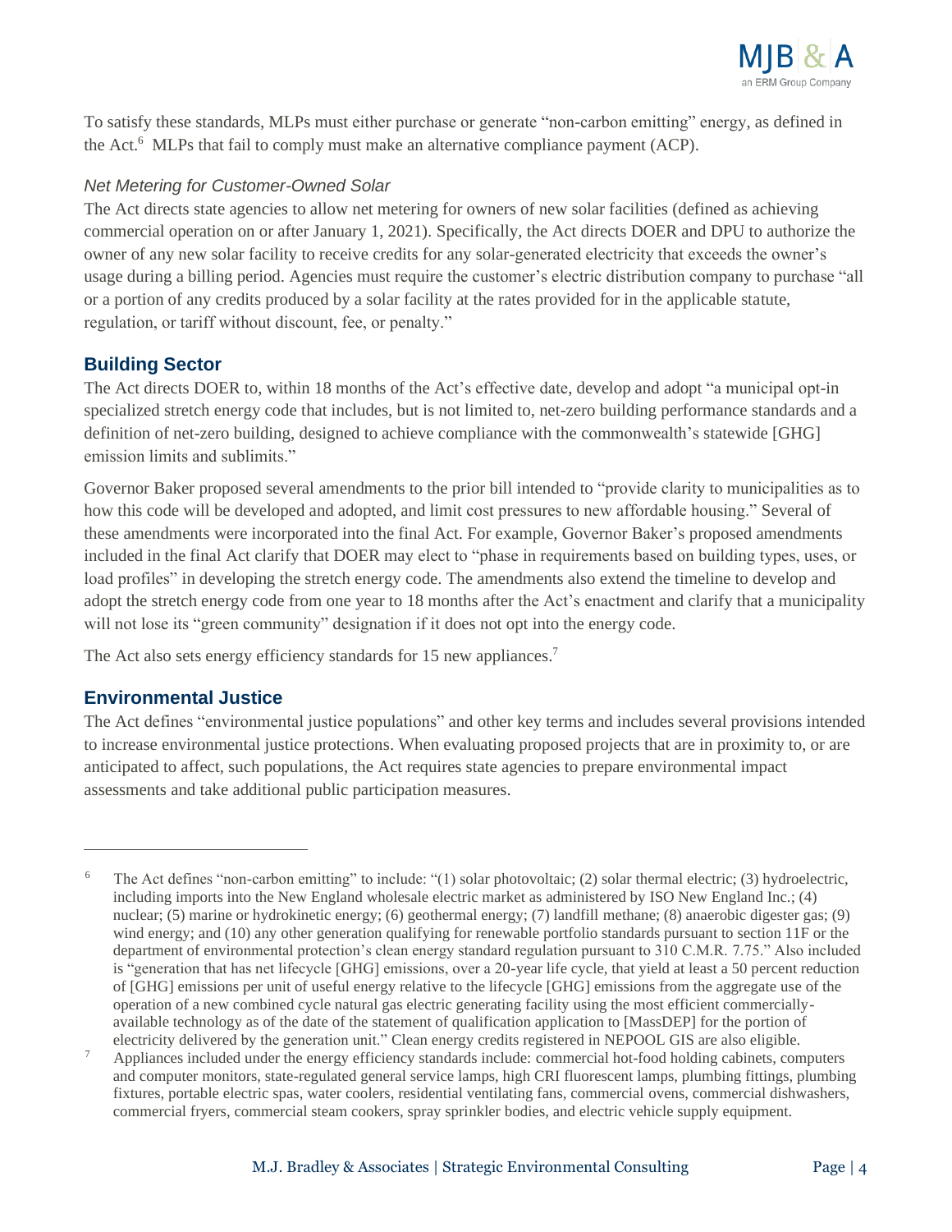To satisfy these standards, MLPs must either purchase or generate "non-carbon emitting" energy, as defined in the Act.[6] MLPs that fail to comply must make an alternative compliance payment (ACP).

### *Net Metering for Customer-Owned Solar*

The Act directs state agencies to allow net metering for owners of new solar facilities (defined as achieving commercial operation on or after January 1, 2021). Specifically, the Act directs DOER and DPU to authorize the owner of any new solar facility to receive credits for any solar-generated electricity that exceeds the owner's usage during a billing period. Agencies must require the customer's electric distribution company to purchase "all or a portion of any credits produced by a solar facility at the rates provided for in the applicable statute, regulation, or tariff without discount, fee, or penalty."

## Building Sector

The Act directs DOER to, within 18 months of the Act's effective date, develop and adopt "a municipal opt-in specialized stretch energy code that includes, but is not limited to, net-zero building performance standards and a definition of net-zero building, designed to achieve compliance with the commonwealth's statewide [GHG] emission limits and sublimits."

Governor Baker proposed several amendments to the prior bill intended to "provide clarity to municipalities as to how this code will be developed and adopted, and limit cost pressures to new affordable housing." Several of these amendments were incorporated into the final Act. For example, Governor Baker's proposed amendments included in the final Act clarify that DOER may elect to "phase in requirements based on building types, uses, or load profiles" in developing the stretch energy code. The amendments also extend the timeline to develop and adopt the stretch energy code from one year to 18 months after the Act's enactment and clarify that a municipality will not lose its "green community" designation if it does not opt into the energy code.

The Act also sets energy efficiency standards for 15 new appliances.[7]

## Environmental Justice

The Act defines "environmental justice populations" and other key terms and includes several provisions intended to increase environmental justice protections. When evaluating proposed projects that are in proximity to, or are anticipated to affect, such populations, the Act requires state agencies to prepare environmental impact assessments and take additional public participation measures.

---

[6] The Act defines "non-carbon emitting" to include: "(1) solar photovoltaic; (2) solar thermal electric; (3) hydroelectric, including imports into the New England wholesale electric market as administered by ISO New England Inc.; (4) nuclear; (5) marine or hydrokinetic energy; (6) geothermal energy; (7) landfill methane; (8) anaerobic digester gas; (9) wind energy; and (10) any other generation qualifying for renewable portfolio standards pursuant to section 11F or the department of environmental protection's clean energy standard regulation pursuant to 310 C.M.R. 7.75." Also included is "generation that has net lifecycle [GHG] emissions, over a 20-year life cycle, that yield at least a 50 percent reduction of [GHG] emissions per unit of useful energy relative to the lifecycle [GHG] emissions from the aggregate use of the operation of a new combined cycle natural gas electric generating facility using the most efficient commercially-available technology as of the date of the statement of qualification application to [MassDEP] for the portion of electricity delivered by the generation unit." Clean energy credits registered in NEPOOL GIS are also eligible.

[7] Appliances included under the energy efficiency standards include: commercial hot-food holding cabinets, computers and computer monitors, state-regulated general service lamps, high CRI fluorescent lamps, plumbing fittings, plumbing fixtures, portable electric spas, water coolers, residential ventilating fans, commercial ovens, commercial dishwashers, commercial fryers, commercial steam cookers, spray sprinkler bodies, and electric vehicle supply equipment.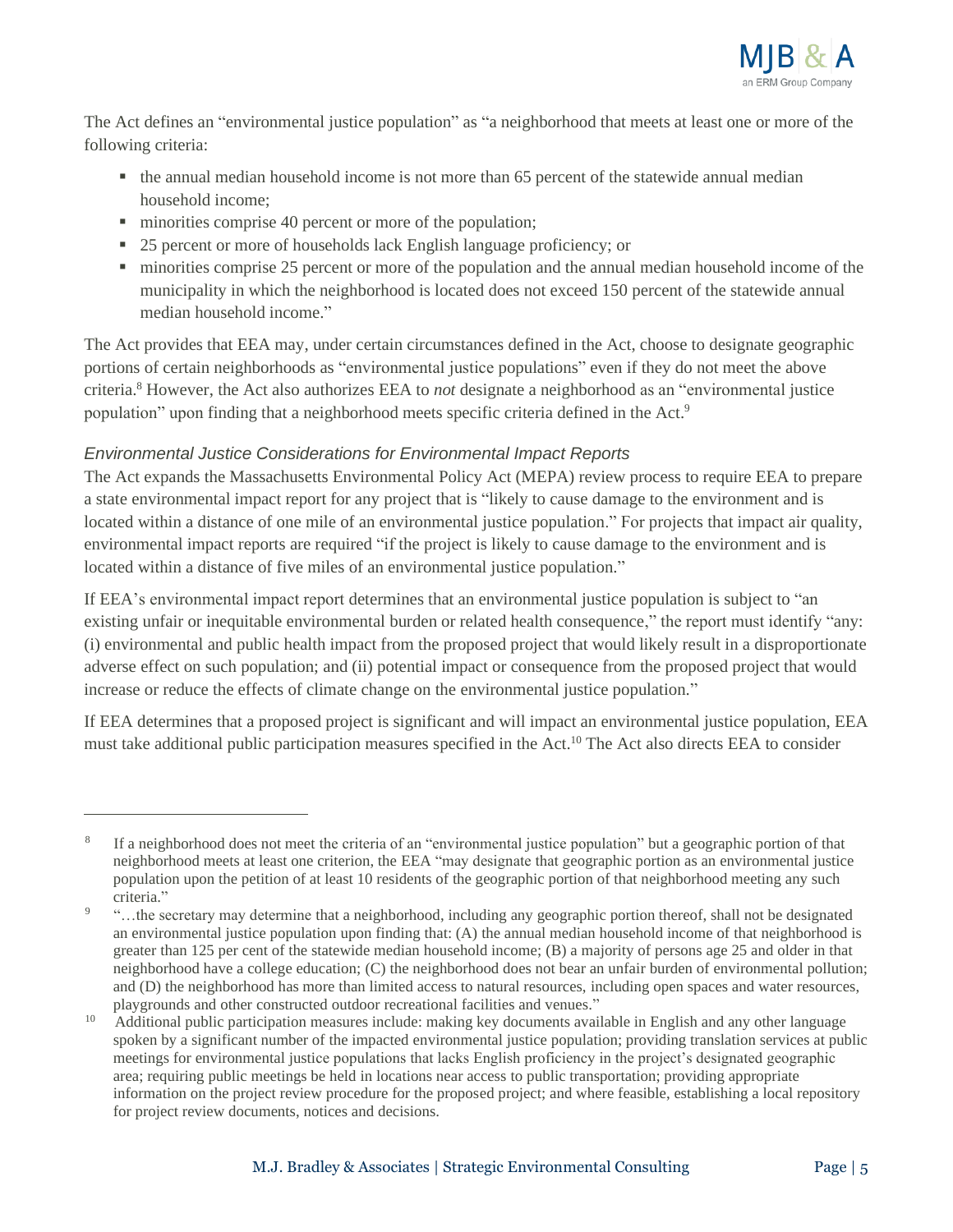The Act defines an "environmental justice population" as "a neighborhood that meets at least one or more of the following criteria:

- the annual median household income is not more than 65 percent of the statewide annual median household income;
- minorities comprise 40 percent or more of the population;
- 25 percent or more of households lack English language proficiency; or
- minorities comprise 25 percent or more of the population and the annual median household income of the municipality in which the neighborhood is located does not exceed 150 percent of the statewide annual median household income."

The Act provides that EEA may, under certain circumstances defined in the Act, choose to designate geographic portions of certain neighborhoods as "environmental justice populations" even if they do not meet the above criteria.[8] However, the Act also authorizes EEA to *not* designate a neighborhood as an "environmental justice population" upon finding that a neighborhood meets specific criteria defined in the Act.[9]

### *Environmental Justice Considerations for Environmental Impact Reports*

The Act expands the Massachusetts Environmental Policy Act (MEPA) review process to require EEA to prepare a state environmental impact report for any project that is "likely to cause damage to the environment and is located within a distance of one mile of an environmental justice population." For projects that impact air quality, environmental impact reports are required "if the project is likely to cause damage to the environment and is located within a distance of five miles of an environmental justice population."

If EEA's environmental impact report determines that an environmental justice population is subject to "an existing unfair or inequitable environmental burden or related health consequence," the report must identify "any: (i) environmental and public health impact from the proposed project that would likely result in a disproportionate adverse effect on such population; and (ii) potential impact or consequence from the proposed project that would increase or reduce the effects of climate change on the environmental justice population."

If EEA determines that a proposed project is significant and will impact an environmental justice population, EEA must take additional public participation measures specified in the Act.[10] The Act also directs EEA to consider

---

[8] If a neighborhood does not meet the criteria of an "environmental justice population" but a geographic portion of that neighborhood meets at least one criterion, the EEA "may designate that geographic portion as an environmental justice population upon the petition of at least 10 residents of the geographic portion of that neighborhood meeting any such criteria."

[9] "…the secretary may determine that a neighborhood, including any geographic portion thereof, shall not be designated an environmental justice population upon finding that: (A) the annual median household income of that neighborhood is greater than 125 per cent of the statewide median household income; (B) a majority of persons age 25 and older in that neighborhood have a college education; (C) the neighborhood does not bear an unfair burden of environmental pollution; and (D) the neighborhood has more than limited access to natural resources, including open spaces and water resources, playgrounds and other constructed outdoor recreational facilities and venues."

[10] Additional public participation measures include: making key documents available in English and any other language spoken by a significant number of the impacted environmental justice population; providing translation services at public meetings for environmental justice populations that lacks English proficiency in the project's designated geographic area; requiring public meetings be held in locations near access to public transportation; providing appropriate information on the project review procedure for the proposed project; and where feasible, establishing a local repository for project review documents, notices and decisions.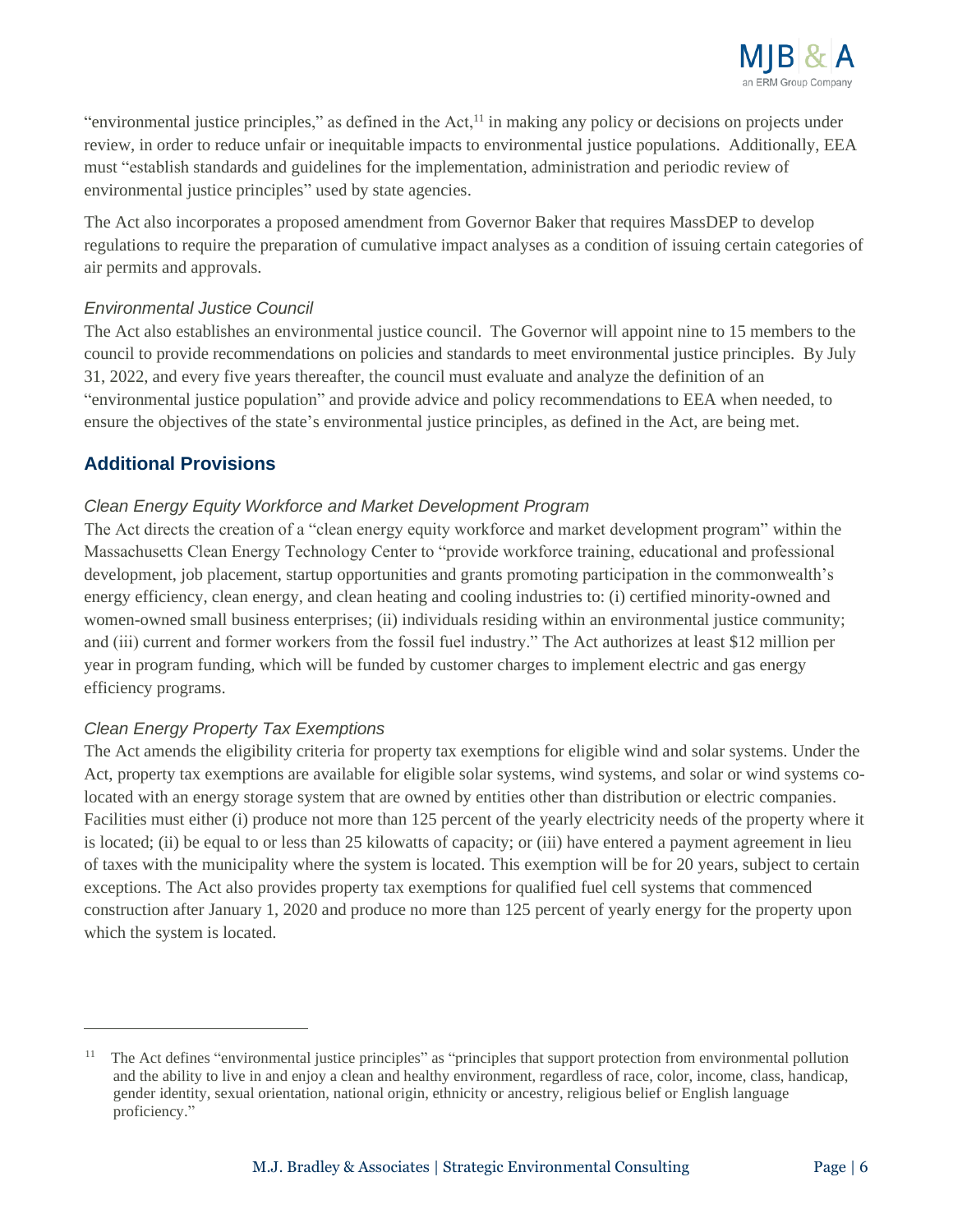"environmental justice principles," as defined in the Act,[11] in making any policy or decisions on projects under review, in order to reduce unfair or inequitable impacts to environmental justice populations. Additionally, EEA must "establish standards and guidelines for the implementation, administration and periodic review of environmental justice principles" used by state agencies.

The Act also incorporates a proposed amendment from Governor Baker that requires MassDEP to develop regulations to require the preparation of cumulative impact analyses as a condition of issuing certain categories of air permits and approvals.

### *Environmental Justice Council*

The Act also establishes an environmental justice council. The Governor will appoint nine to 15 members to the council to provide recommendations on policies and standards to meet environmental justice principles. By July 31, 2022, and every five years thereafter, the council must evaluate and analyze the definition of an "environmental justice population" and provide advice and policy recommendations to EEA when needed, to ensure the objectives of the state's environmental justice principles, as defined in the Act, are being met.

## Additional Provisions

### *Clean Energy Equity Workforce and Market Development Program*

The Act directs the creation of a "clean energy equity workforce and market development program" within the Massachusetts Clean Energy Technology Center to "provide workforce training, educational and professional development, job placement, startup opportunities and grants promoting participation in the commonwealth's energy efficiency, clean energy, and clean heating and cooling industries to: (i) certified minority-owned and women-owned small business enterprises; (ii) individuals residing within an environmental justice community; and (iii) current and former workers from the fossil fuel industry." The Act authorizes at least $12 million per year in program funding, which will be funded by customer charges to implement electric and gas energy efficiency programs.

### *Clean Energy Property Tax Exemptions*

The Act amends the eligibility criteria for property tax exemptions for eligible wind and solar systems. Under the Act, property tax exemptions are available for eligible solar systems, wind systems, and solar or wind systems co-located with an energy storage system that are owned by entities other than distribution or electric companies. Facilities must either (i) produce not more than 125 percent of the yearly electricity needs of the property where it is located; (ii) be equal to or less than 25 kilowatts of capacity; or (iii) have entered a payment agreement in lieu of taxes with the municipality where the system is located. This exemption will be for 20 years, subject to certain exceptions. The Act also provides property tax exemptions for qualified fuel cell systems that commenced construction after January 1, 2020 and produce no more than 125 percent of yearly energy for the property upon which the system is located.

---

[11] The Act defines "environmental justice principles" as "principles that support protection from environmental pollution and the ability to live in and enjoy a clean and healthy environment, regardless of race, color, income, class, handicap, gender identity, sexual orientation, national origin, ethnicity or ancestry, religious belief or English language proficiency."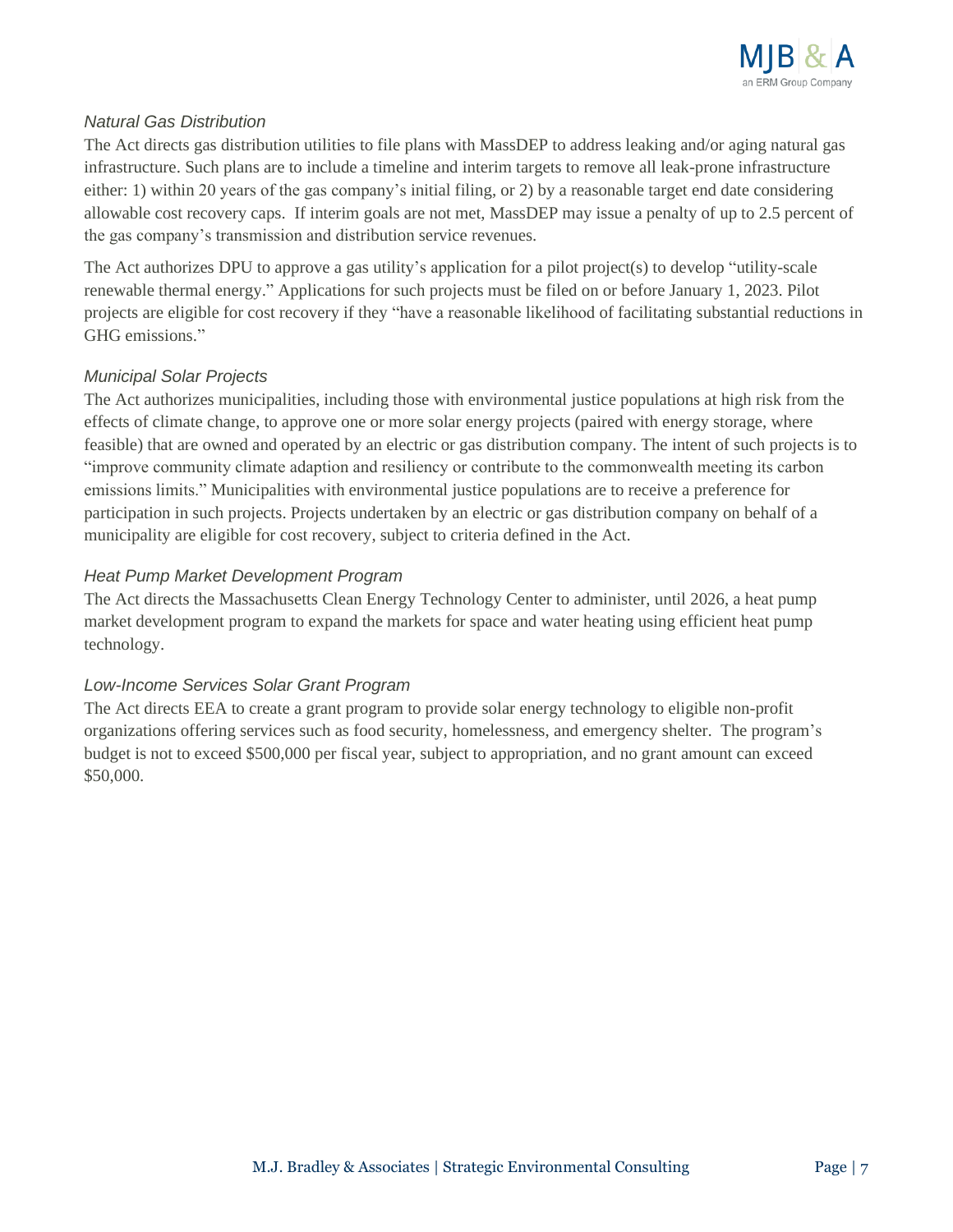### *Natural Gas Distribution*

The Act directs gas distribution utilities to file plans with MassDEP to address leaking and/or aging natural gas infrastructure. Such plans are to include a timeline and interim targets to remove all leak-prone infrastructure either: 1) within 20 years of the gas company's initial filing, or 2) by a reasonable target end date considering allowable cost recovery caps. If interim goals are not met, MassDEP may issue a penalty of up to 2.5 percent of the gas company's transmission and distribution service revenues.

The Act authorizes DPU to approve a gas utility's application for a pilot project(s) to develop "utility-scale renewable thermal energy." Applications for such projects must be filed on or before January 1, 2023. Pilot projects are eligible for cost recovery if they "have a reasonable likelihood of facilitating substantial reductions in GHG emissions."

### *Municipal Solar Projects*

The Act authorizes municipalities, including those with environmental justice populations at high risk from the effects of climate change, to approve one or more solar energy projects (paired with energy storage, where feasible) that are owned and operated by an electric or gas distribution company. The intent of such projects is to "improve community climate adaption and resiliency or contribute to the commonwealth meeting its carbon emissions limits." Municipalities with environmental justice populations are to receive a preference for participation in such projects. Projects undertaken by an electric or gas distribution company on behalf of a municipality are eligible for cost recovery, subject to criteria defined in the Act.

### *Heat Pump Market Development Program*

The Act directs the Massachusetts Clean Energy Technology Center to administer, until 2026, a heat pump market development program to expand the markets for space and water heating using efficient heat pump technology.

### *Low-Income Services Solar Grant Program*

The Act directs EEA to create a grant program to provide solar energy technology to eligible non-profit organizations offering services such as food security, homelessness, and emergency shelter. The program's budget is not to exceed $500,000 per fiscal year, subject to appropriation, and no grant amount can exceed $50,000.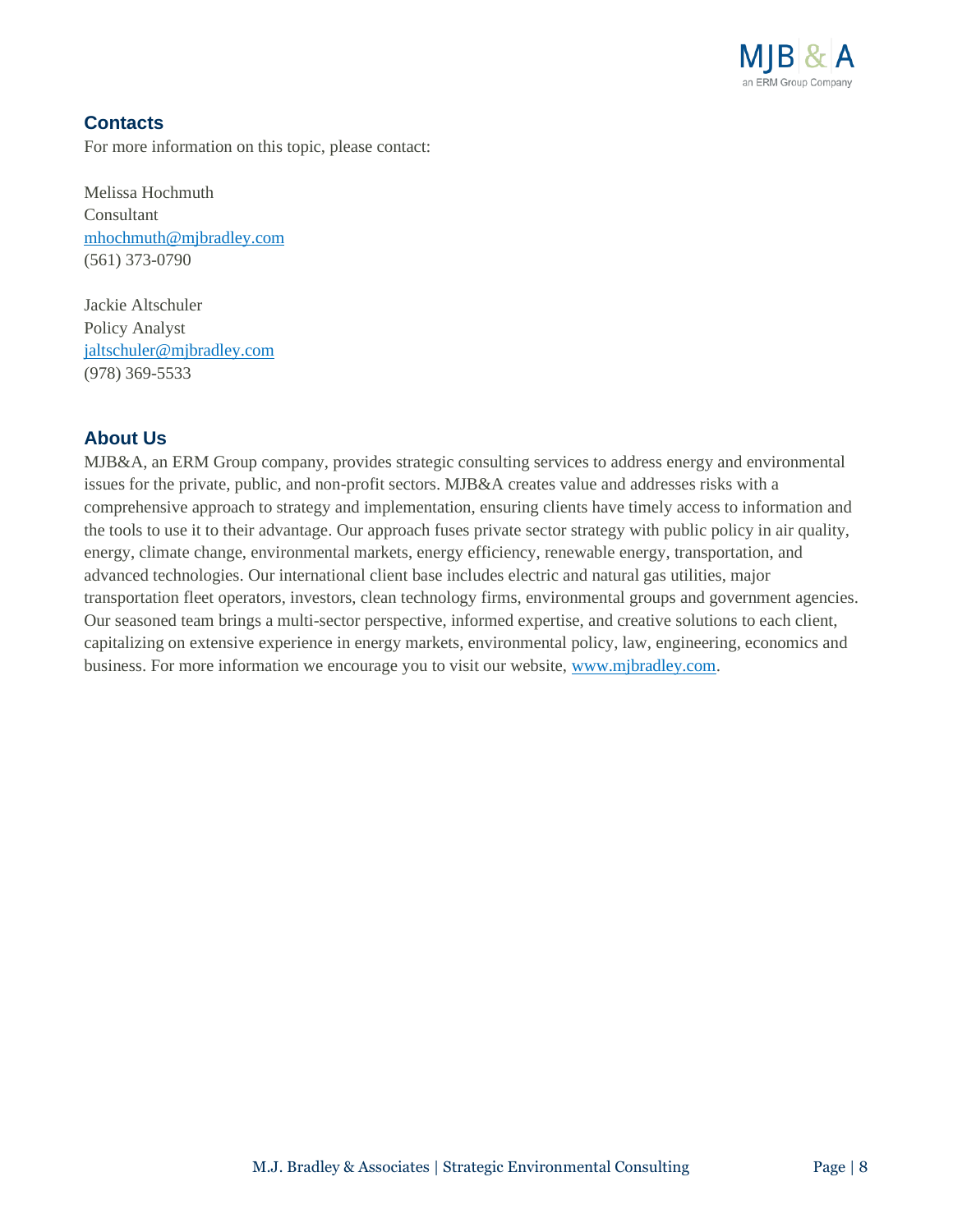## Contacts

For more information on this topic, please contact:

Melissa Hochmuth
Consultant
mhochmuth@mjbradley.com
(561) 373-0790

Jackie Altschuler
Policy Analyst
jaltschuler@mjbradley.com
(978) 369-5533

## About Us

MJB&A, an ERM Group company, provides strategic consulting services to address energy and environmental issues for the private, public, and non-profit sectors. MJB&A creates value and addresses risks with a comprehensive approach to strategy and implementation, ensuring clients have timely access to information and the tools to use it to their advantage. Our approach fuses private sector strategy with public policy in air quality, energy, climate change, environmental markets, energy efficiency, renewable energy, transportation, and advanced technologies. Our international client base includes electric and natural gas utilities, major transportation fleet operators, investors, clean technology firms, environmental groups and government agencies. Our seasoned team brings a multi-sector perspective, informed expertise, and creative solutions to each client, capitalizing on extensive experience in energy markets, environmental policy, law, engineering, economics and business. For more information we encourage you to visit our website, www.mjbradley.com.